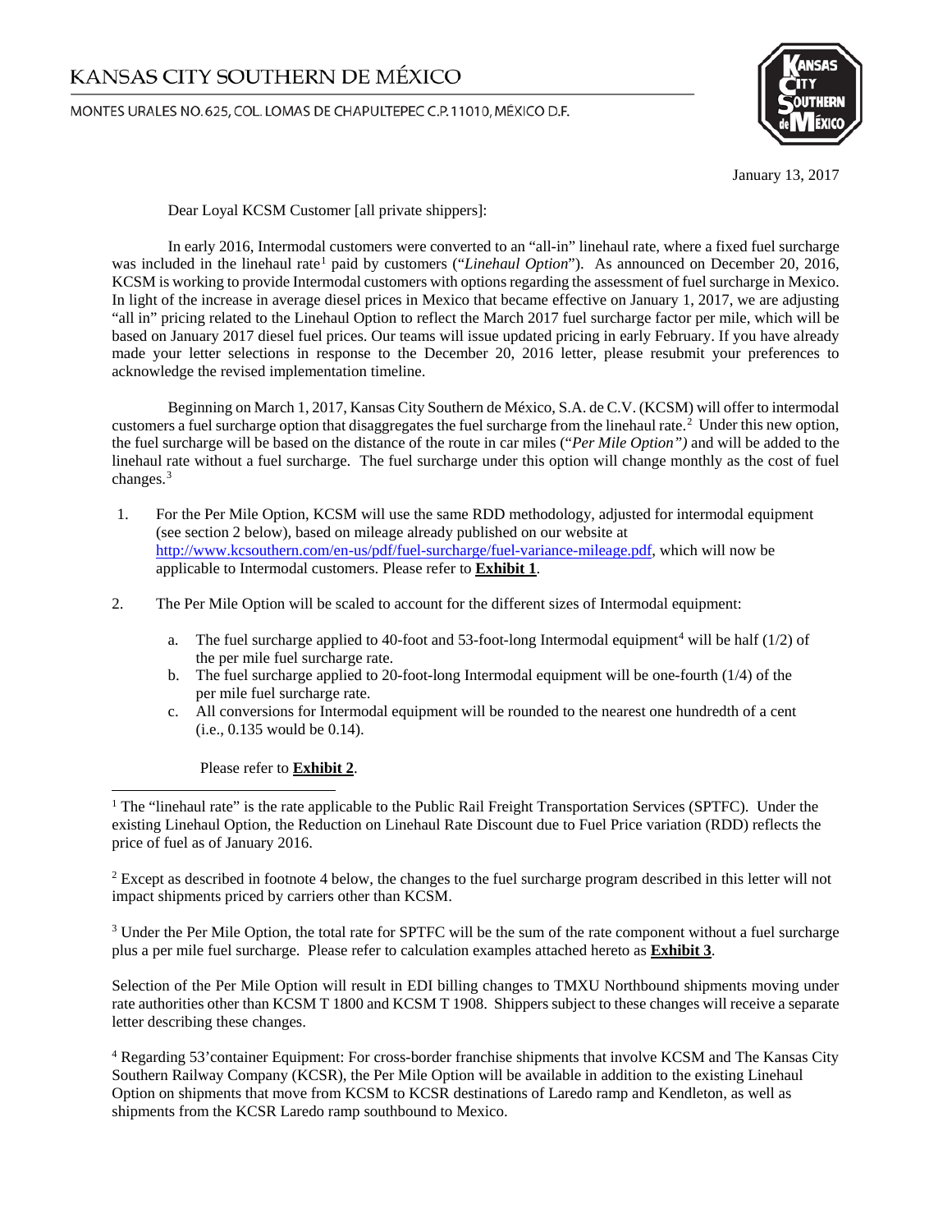# KANSAS CITY SOUTHERN DE MÉXICO

MONTES URALES NO. 625, COL. LOMAS DE CHAPULTEPEC C.P. 11010, MÉXICO D.F.

January 13, 2017

Dear Loyal KCSM Customer [all private shippers]:

In early 2016, Intermodal customers were converted to an "all-in" linehaul rate, where a fixed fuel surcharge was included in the linehaul rate[1] paid by customers ("*Linehaul Option*"). As announced on December 20, 2016, KCSM is working to provide Intermodal customers with options regarding the assessment of fuel surcharge in Mexico. In light of the increase in average diesel prices in Mexico that became effective on January 1, 2017, we are adjusting "all in" pricing related to the Linehaul Option to reflect the March 2017 fuel surcharge factor per mile, which will be based on January 2017 diesel fuel prices. Our teams will issue updated pricing in early February. If you have already made your letter selections in response to the December 20, 2016 letter, please resubmit your preferences to acknowledge the revised implementation timeline.

Beginning on March 1, 2017, Kansas City Southern de México, S.A. de C.V. (KCSM) will offer to intermodal customers a fuel surcharge option that disaggregates the fuel surcharge from the linehaul rate.[2] Under this new option, the fuel surcharge will be based on the distance of the route in car miles ("*Per Mile Option")* and will be added to the linehaul rate without a fuel surcharge. The fuel surcharge under this option will change monthly as the cost of fuel changes.[3]

1. For the Per Mile Option, KCSM will use the same RDD methodology, adjusted for intermodal equipment (see section 2 below), based on mileage already published on our website at http://www.kcsouthern.com/en-us/pdf/fuel-surcharge/fuel-variance-mileage.pdf, which will now be applicable to Intermodal customers. Please refer to **Exhibit 1**.

2. The Per Mile Option will be scaled to account for the different sizes of Intermodal equipment:

   a. The fuel surcharge applied to 40-foot and 53-foot-long Intermodal equipment[4] will be half (1/2) of the per mile fuel surcharge rate.
   b. The fuel surcharge applied to 20-foot-long Intermodal equipment will be one-fourth (1/4) of the per mile fuel surcharge rate.
   c. All conversions for Intermodal equipment will be rounded to the nearest one hundredth of a cent (i.e., 0.135 would be 0.14).

   Please refer to **Exhibit 2**.

---

[1] The "linehaul rate" is the rate applicable to the Public Rail Freight Transportation Services (SPTFC). Under the existing Linehaul Option, the Reduction on Linehaul Rate Discount due to Fuel Price variation (RDD) reflects the price of fuel as of January 2016.

[2] Except as described in footnote 4 below, the changes to the fuel surcharge program described in this letter will not impact shipments priced by carriers other than KCSM.

[3] Under the Per Mile Option, the total rate for SPTFC will be the sum of the rate component without a fuel surcharge plus a per mile fuel surcharge. Please refer to calculation examples attached hereto as **Exhibit 3**.

Selection of the Per Mile Option will result in EDI billing changes to TMXU Northbound shipments moving under rate authorities other than KCSM T 1800 and KCSM T 1908. Shippers subject to these changes will receive a separate letter describing these changes.

[4] Regarding 53'container Equipment: For cross-border franchise shipments that involve KCSM and The Kansas City Southern Railway Company (KCSR), the Per Mile Option will be available in addition to the existing Linehaul Option on shipments that move from KCSM to KCSR destinations of Laredo ramp and Kendleton, as well as shipments from the KCSR Laredo ramp southbound to Mexico.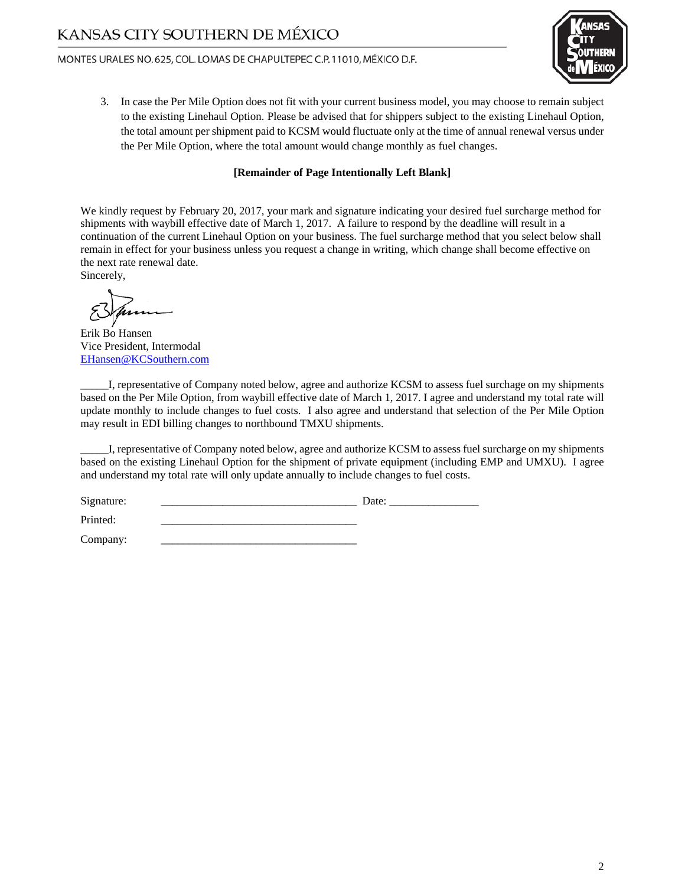3. In case the Per Mile Option does not fit with your current business model, you may choose to remain subject to the existing Linehaul Option. Please be advised that for shippers subject to the existing Linehaul Option, the total amount per shipment paid to KCSM would fluctuate only at the time of annual renewal versus under the Per Mile Option, where the total amount would change monthly as fuel changes.

**[Remainder of Page Intentionally Left Blank]**

We kindly request by February 20, 2017, your mark and signature indicating your desired fuel surcharge method for shipments with waybill effective date of March 1, 2017. A failure to respond by the deadline will result in a continuation of the current Linehaul Option on your business. The fuel surcharge method that you select below shall remain in effect for your business unless you request a change in writing, which change shall become effective on the next rate renewal date.

Sincerely,

Erik Bo Hansen
Vice President, Intermodal
EHansen@KCSouthern.com

_____I, representative of Company noted below, agree and authorize KCSM to assess fuel surchage on my shipments based on the Per Mile Option, from waybill effective date of March 1, 2017. I agree and understand my total rate will update monthly to include changes to fuel costs. I also agree and understand that selection of the Per Mile Option may result in EDI billing changes to northbound TMXU shipments.

_____I, representative of Company noted below, agree and authorize KCSM to assess fuel surcharge on my shipments based on the existing Linehaul Option for the shipment of private equipment (including EMP and UMXU). I agree and understand my total rate will only update annually to include changes to fuel costs.

Signature: ___________________________________ Date: ________________

Printed: ___________________________________

Company: ___________________________________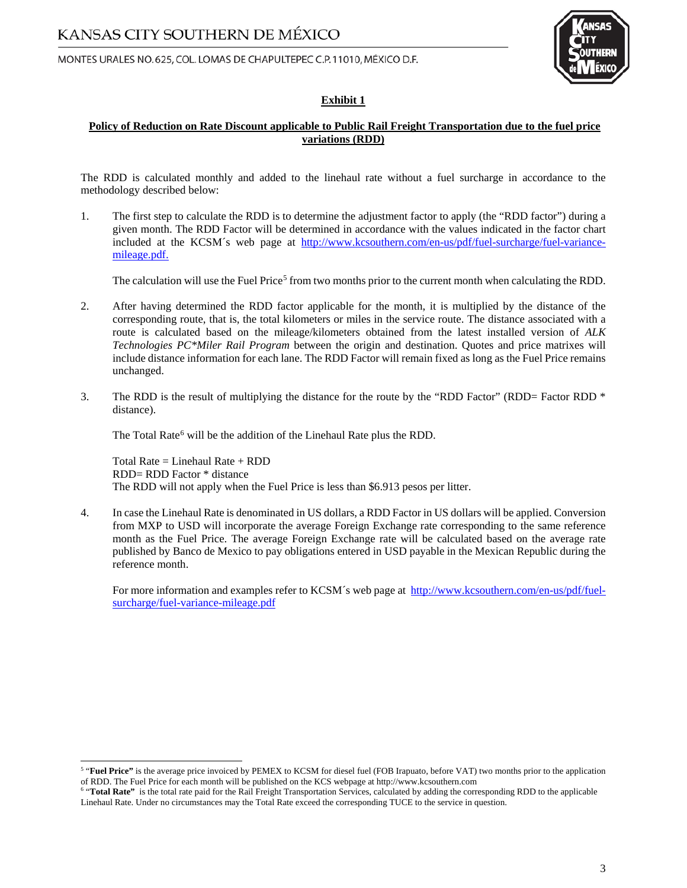# Exhibit 1

## Policy of Reduction on Rate Discount applicable to Public Rail Freight Transportation due to the fuel price variations (RDD)

The RDD is calculated monthly and added to the linehaul rate without a fuel surcharge in accordance to the methodology described below:

1. The first step to calculate the RDD is to determine the adjustment factor to apply (the "RDD factor") during a given month. The RDD Factor will be determined in accordance with the values indicated in the factor chart included at the KCSM´s web page at [http://www.kcsouthern.com/en-us/pdf/fuel-surcharge/fuel-variance-mileage.pdf.](http://www.kcsouthern.com/en-us/pdf/fuel-surcharge/fuel-variance-mileage.pdf)

   The calculation will use the Fuel Price[5] from two months prior to the current month when calculating the RDD.

2. After having determined the RDD factor applicable for the month, it is multiplied by the distance of the corresponding route, that is, the total kilometers or miles in the service route. The distance associated with a route is calculated based on the mileage/kilometers obtained from the latest installed version of *ALK Technologies PC*Miler Rail Program* between the origin and destination. Quotes and price matrixes will include distance information for each lane. The RDD Factor will remain fixed as long as the Fuel Price remains unchanged.

3. The RDD is the result of multiplying the distance for the route by the "RDD Factor" (RDD= Factor RDD * distance).

   The Total Rate[6] will be the addition of the Linehaul Rate plus the RDD.

   Total Rate = Linehaul Rate + RDD
   RDD= RDD Factor * distance
   The RDD will not apply when the Fuel Price is less than $6.913 pesos per litter.

4. In case the Linehaul Rate is denominated in US dollars, a RDD Factor in US dollars will be applied. Conversion from MXP to USD will incorporate the average Foreign Exchange rate corresponding to the same reference month as the Fuel Price. The average Foreign Exchange rate will be calculated based on the average rate published by Banco de Mexico to pay obligations entered in USD payable in the Mexican Republic during the reference month.

   For more information and examples refer to KCSM´s web page at [http://www.kcsouthern.com/en-us/pdf/fuel-surcharge/fuel-variance-mileage.pdf](http://www.kcsouthern.com/en-us/pdf/fuel-surcharge/fuel-variance-mileage.pdf)

---

[5] "**Fuel Price"** is the average price invoiced by PEMEX to KCSM for diesel fuel (FOB Irapuato, before VAT) two months prior to the application of RDD. The Fuel Price for each month will be published on the KCS webpage at http://www.kcsouthern.com

[6] "**Total Rate"** is the total rate paid for the Rail Freight Transportation Services, calculated by adding the corresponding RDD to the applicable Linehaul Rate. Under no circumstances may the Total Rate exceed the corresponding TUCE to the service in question.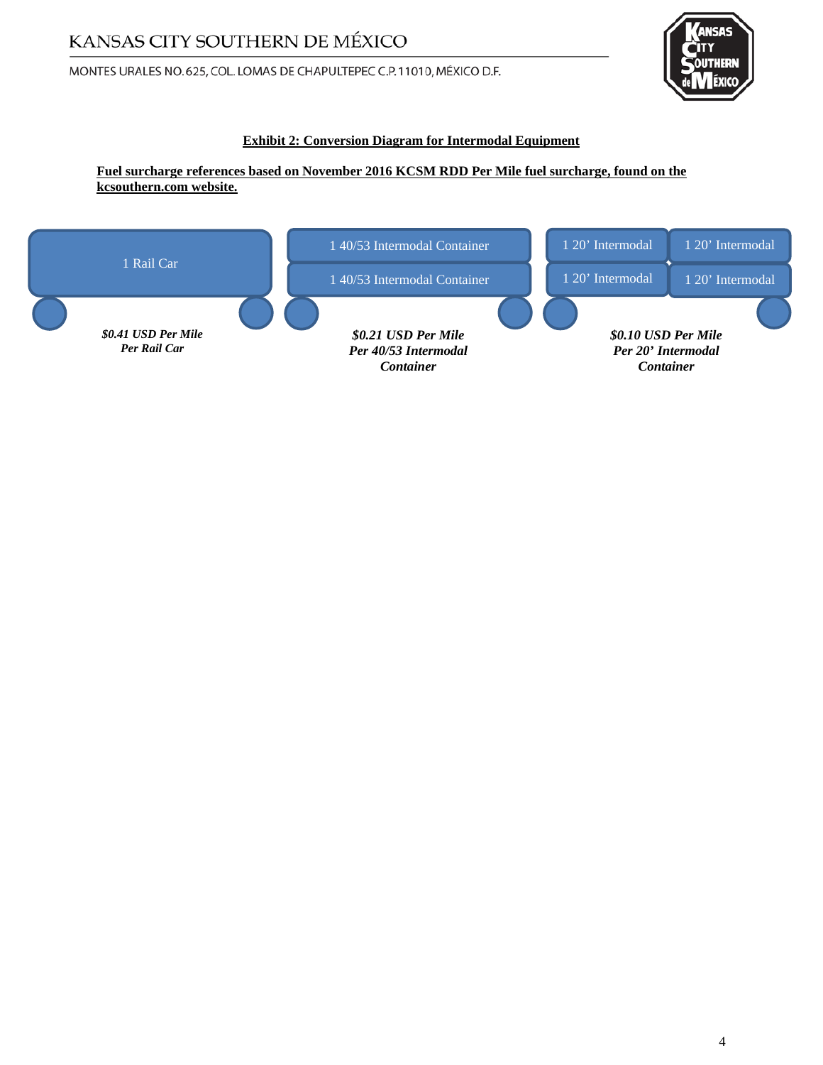**Exhibit 2: Conversion Diagram for Intermodal Equipment**

**Fuel surcharge references based on November 2016 KCSM RDD Per Mile fuel surcharge, found on the kcsouthern.com website.**

| 1 Rail Car | 1 40/53 Intermodal Container<br>1 40/53 Intermodal Container | 1 20' Intermodal, 1 20' Intermodal<br>1 20' Intermodal, 1 20' Intermodal |
| --- | --- | --- |
| ***$0.41 USD Per Mile Per Rail Car*** | ***$0.21 USD Per Mile Per 40/53 Intermodal Container*** | ***$0.10 USD Per Mile Per 20' Intermodal Container*** |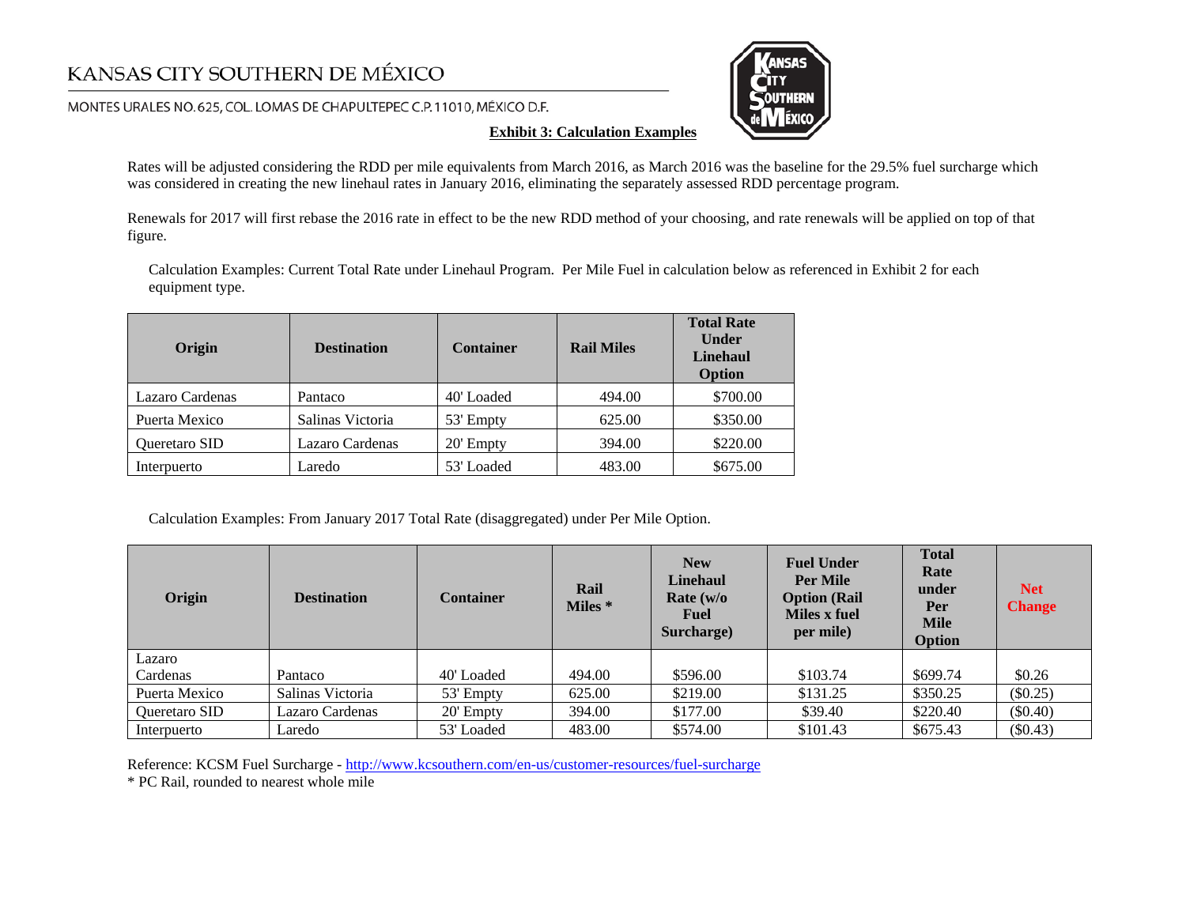**Exhibit 3: Calculation Examples**

Rates will be adjusted considering the RDD per mile equivalents from March 2016, as March 2016 was the baseline for the 29.5% fuel surcharge which was considered in creating the new linehaul rates in January 2016, eliminating the separately assessed RDD percentage program.

Renewals for 2017 will first rebase the 2016 rate in effect to be the new RDD method of your choosing, and rate renewals will be applied on top of that figure.

Calculation Examples: Current Total Rate under Linehaul Program. Per Mile Fuel in calculation below as referenced in Exhibit 2 for each equipment type.

| Origin | Destination | Container | Rail Miles | Total Rate Under Linehaul Option |
|---|---|---|---|---|
| Lazaro Cardenas | Pantaco | 40' Loaded | 494.00 | $700.00 |
| Puerta Mexico | Salinas Victoria | 53' Empty | 625.00 | $350.00 |
| Queretaro SID | Lazaro Cardenas | 20' Empty | 394.00 | $220.00 |
| Interpuerto | Laredo | 53' Loaded | 483.00 | $675.00 |

Calculation Examples: From January 2017 Total Rate (disaggregated) under Per Mile Option.

| Origin | Destination | Container | Rail Miles * | New Linehaul Rate (w/o Fuel Surcharge) | Fuel Under Per Mile Option (Rail Miles x fuel per mile) | Total Rate under Per Mile Option | Net Change |
|---|---|---|---|---|---|---|---|
| Lazaro Cardenas | Pantaco | 40' Loaded | 494.00 | $596.00 | $103.74 | $699.74 | $0.26 |
| Puerta Mexico | Salinas Victoria | 53' Empty | 625.00 | $219.00 | $131.25 | $350.25 | ($0.25) |
| Queretaro SID | Lazaro Cardenas | 20' Empty | 394.00 | $177.00 | $39.40 | $220.40 | ($0.40) |
| Interpuerto | Laredo | 53' Loaded | 483.00 | $574.00 | $101.43 | $675.43 | ($0.43) |

Reference: KCSM Fuel Surcharge - http://www.kcsouthern.com/en-us/customer-resources/fuel-surcharge

* PC Rail, rounded to nearest whole mile